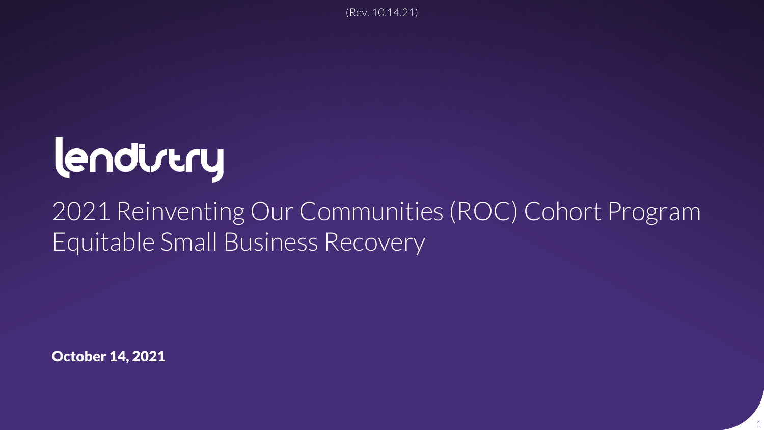(Rev. 10.14.21)

# lendistry

## 2021 Reinventing Our Communities (ROC) Cohort Program
## Equitable Small Business Recovery

**October 14, 2021**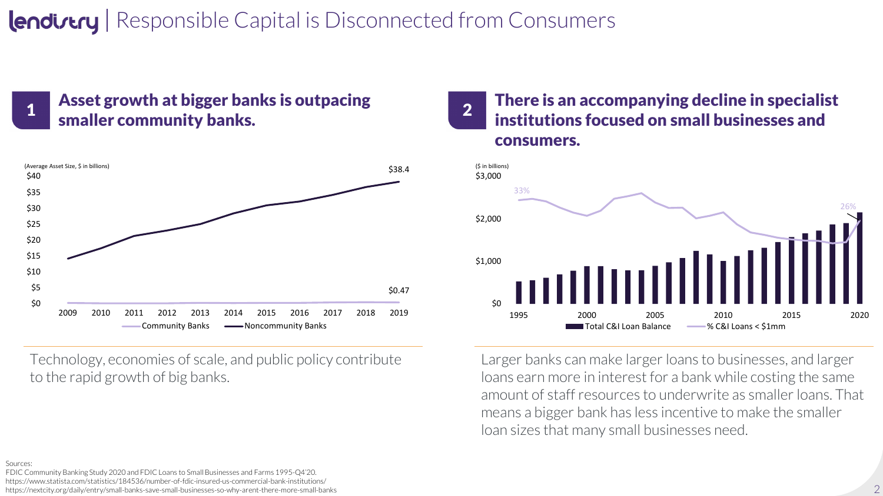# lendistry | Responsible Capital is Disconnected from Consumers

## 1 Asset growth at bigger banks is outpacing smaller community banks.

(Average Asset Size, $ in billions)

$38.4

$0.47

Community Banks — Noncommunity Banks

Technology, economies of scale, and public policy contribute to the rapid growth of big banks.

## 2 There is an accompanying decline in specialist institutions focused on small businesses and consumers.

($ in billions)

33%

26%

Total C&I Loan Balance — % C&I Loans < $1mm

Larger banks can make larger loans to businesses, and larger loans earn more in interest for a bank while costing the same amount of staff resources to underwrite as smaller loans. That means a bigger bank has less incentive to make the smaller loan sizes that many small businesses need.

Sources:
FDIC Community Banking Study 2020 and FDIC Loans to Small Businesses and Farms 1995-Q4'20.
https://www.statista.com/statistics/184536/number-of-fdic-insured-us-commercial-bank-institutions/
https://nextcity.org/daily/entry/small-banks-save-small-businesses-so-why-arent-there-more-small-banks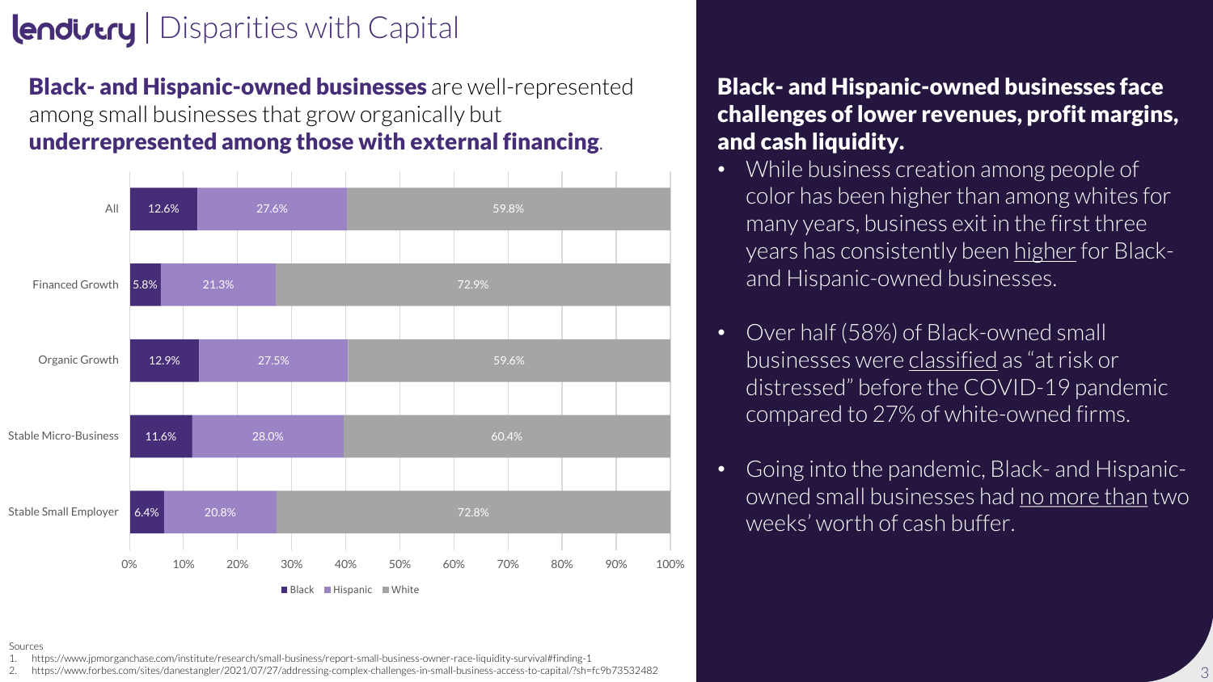# lendistry | Disparities with Capital

**Black- and Hispanic-owned businesses** are well-represented among small businesses that grow organically but **underrepresented among those with external financing**.

| | Black | Hispanic | White |
|---|---|---|---|
| All | 12.6% | 27.6% | 59.8% |
| Financed Growth | 5.8% | 21.3% | 72.9% |
| Organic Growth | 12.9% | 27.5% | 59.6% |
| Stable Micro-Business | 11.6% | 28.0% | 60.4% |
| Stable Small Employer | 6.4% | 20.8% | 72.8% |

## Black- and Hispanic-owned businesses face challenges of lower revenues, profit margins, and cash liquidity.

- While business creation among people of color has been higher than among whites for many years, business exit in the first three years has consistently been higher for Black- and Hispanic-owned businesses.
- Over half (58%) of Black-owned small businesses were classified as "at risk or distressed" before the COVID-19 pandemic compared to 27% of white-owned firms.
- Going into the pandemic, Black- and Hispanic-owned small businesses had no more than two weeks' worth of cash buffer.

Sources

1. https://www.jpmorganchase.com/institute/research/small-business/report-small-business-owner-race-liquidity-survival#finding-1
2. https://www.forbes.com/sites/danestangler/2021/07/27/addressing-complex-challenges-in-small-business-access-to-capital/?sh=fc9b73532482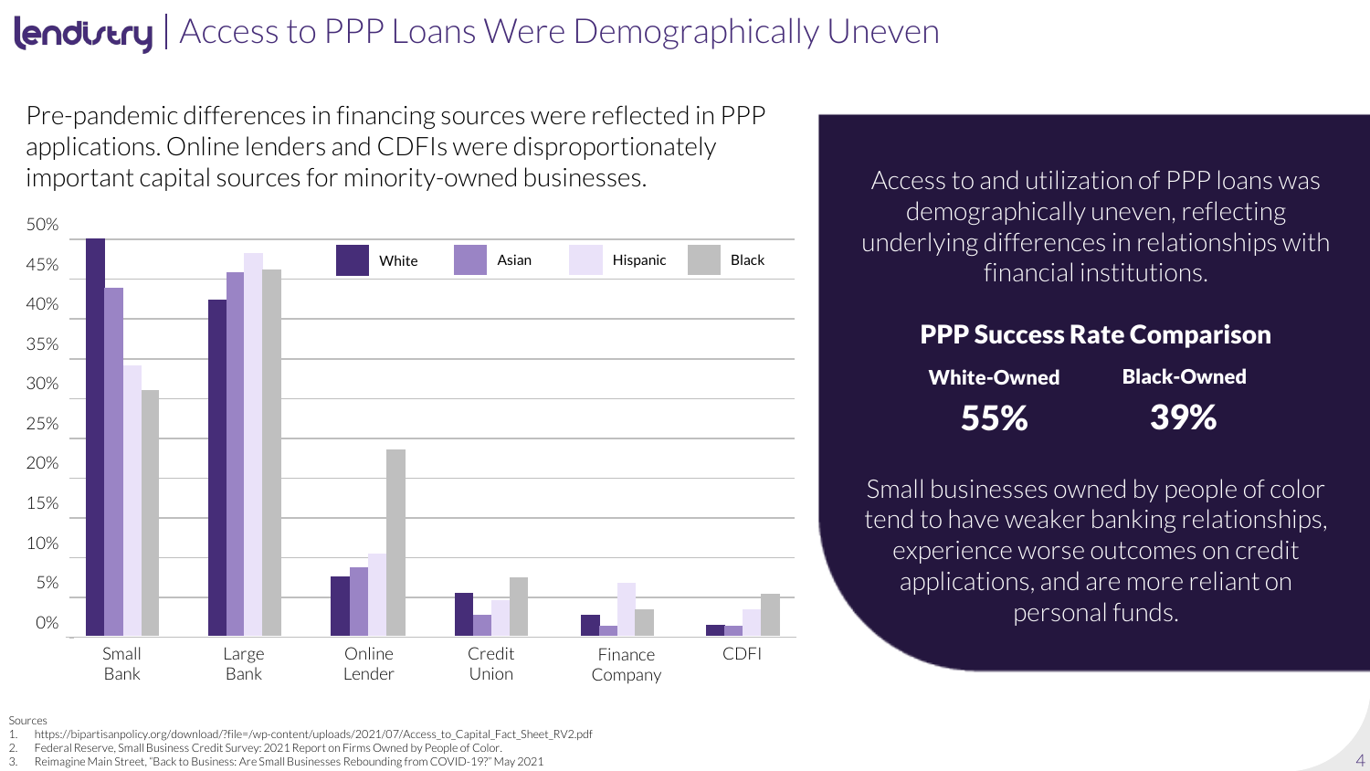# lendistry | Access to PPP Loans Were Demographically Uneven

Pre-pandemic differences in financing sources were reflected in PPP applications. Online lenders and CDFIs were disproportionately important capital sources for minority-owned businesses.

Access to and utilization of PPP loans was demographically uneven, reflecting underlying differences in relationships with financial institutions.

## PPP Success Rate Comparison

| White-Owned | Black-Owned |
| --- | --- |
| **55%** | **39%** |

Small businesses owned by people of color tend to have weaker banking relationships, experience worse outcomes on credit applications, and are more reliant on personal funds.

Sources

1. https://bipartisanpolicy.org/download/?file=/wp-content/uploads/2021/07/Access_to_Capital_Fact_Sheet_RV2.pdf
2. Federal Reserve, Small Business Credit Survey: 2021 Report on Firms Owned by People of Color.
3. Reimagine Main Street, "Back to Business: Are Small Businesses Rebounding from COVID-19?" May 2021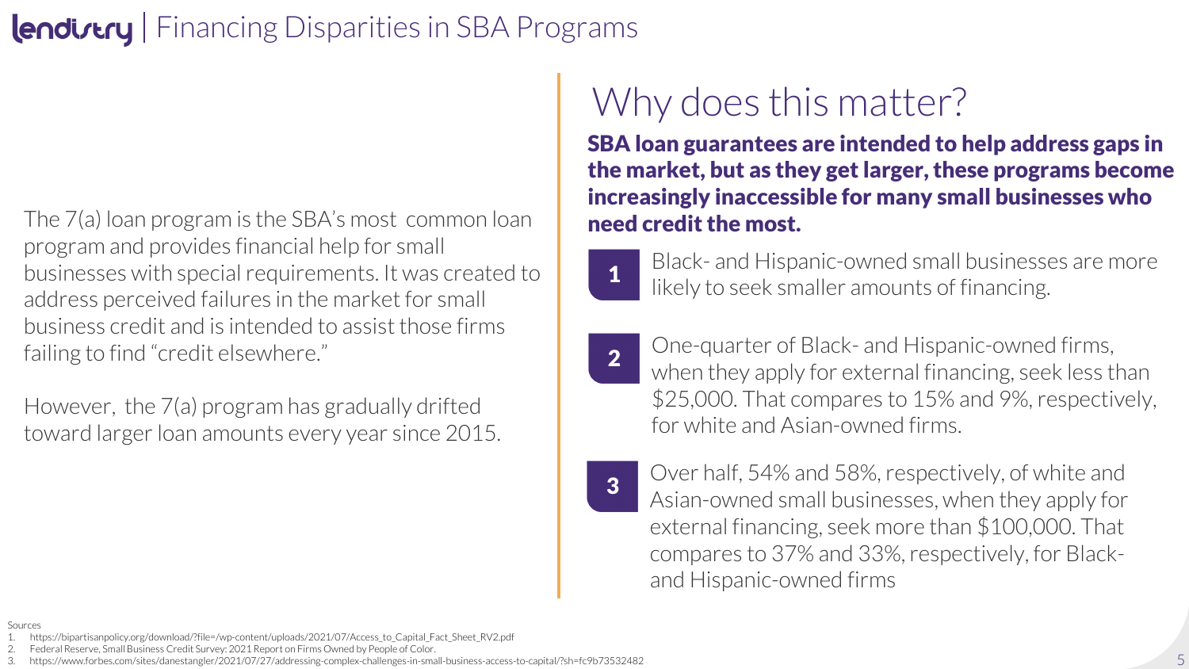# Financing Disparities in SBA Programs

The 7(a) loan program is the SBA's most common loan program and provides financial help for small businesses with special requirements. It was created to address perceived failures in the market for small business credit and is intended to assist those firms failing to find "credit elsewhere."

However, the 7(a) program has gradually drifted toward larger loan amounts every year since 2015.

## Why does this matter?

**SBA loan guarantees are intended to help address gaps in the market, but as they get larger, these programs become increasingly inaccessible for many small businesses who need credit the most.**

1. Black- and Hispanic-owned small businesses are more likely to seek smaller amounts of financing.

2. One-quarter of Black- and Hispanic-owned firms, when they apply for external financing, seek less than $25,000. That compares to 15% and 9%, respectively, for white and Asian-owned firms.

3. Over half, 54% and 58%, respectively, of white and Asian-owned small businesses, when they apply for external financing, seek more than $100,000. That compares to 37% and 33%, respectively, for Black- and Hispanic-owned firms

Sources

1. https://bipartisanpolicy.org/download/?file=/wp-content/uploads/2021/07/Access_to_Capital_Fact_Sheet_RV2.pdf
2. Federal Reserve, Small Business Credit Survey: 2021 Report on Firms Owned by People of Color.
3. https://www.forbes.com/sites/danestangler/2021/07/27/addressing-complex-challenges-in-small-business-access-to-capital/?sh=fc9b73532482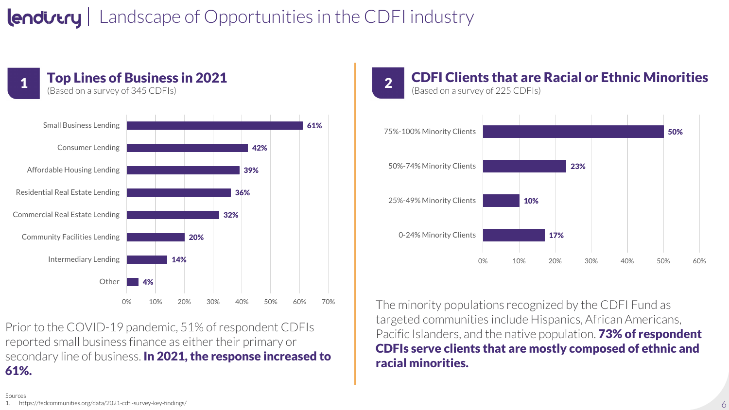# Landscape of Opportunities in the CDFI industry

## 1 Top Lines of Business in 2021

(Based on a survey of 345 CDFIs)

| Line of Business | Percentage |
| --- | --- |
| Small Business Lending | 61% |
| Consumer Lending | 42% |
| Affordable Housing Lending | 39% |
| Residential Real Estate Lending | 36% |
| Commercial Real Estate Lending | 32% |
| Community Facilities Lending | 20% |
| Intermediary Lending | 14% |
| Other | 4% |

Prior to the COVID-19 pandemic, 51% of respondent CDFIs reported small business finance as either their primary or secondary line of business. **In 2021, the response increased to 61%.**

## 2 CDFI Clients that are Racial or Ethnic Minorities

(Based on a survey of 225 CDFIs)

| Minority Clients | Percentage |
| --- | --- |
| 75%-100% Minority Clients | 50% |
| 50%-74% Minority Clients | 23% |
| 25%-49% Minority Clients | 10% |
| 0-24% Minority Clients | 17% |

The minority populations recognized by the CDFI Fund as targeted communities include Hispanics, African Americans, Pacific Islanders, and the native population. **73% of respondent CDFIs serve clients that are mostly composed of ethnic and racial minorities.**

Sources
1. https://fedcommunities.org/data/2021-cdfi-survey-key-findings/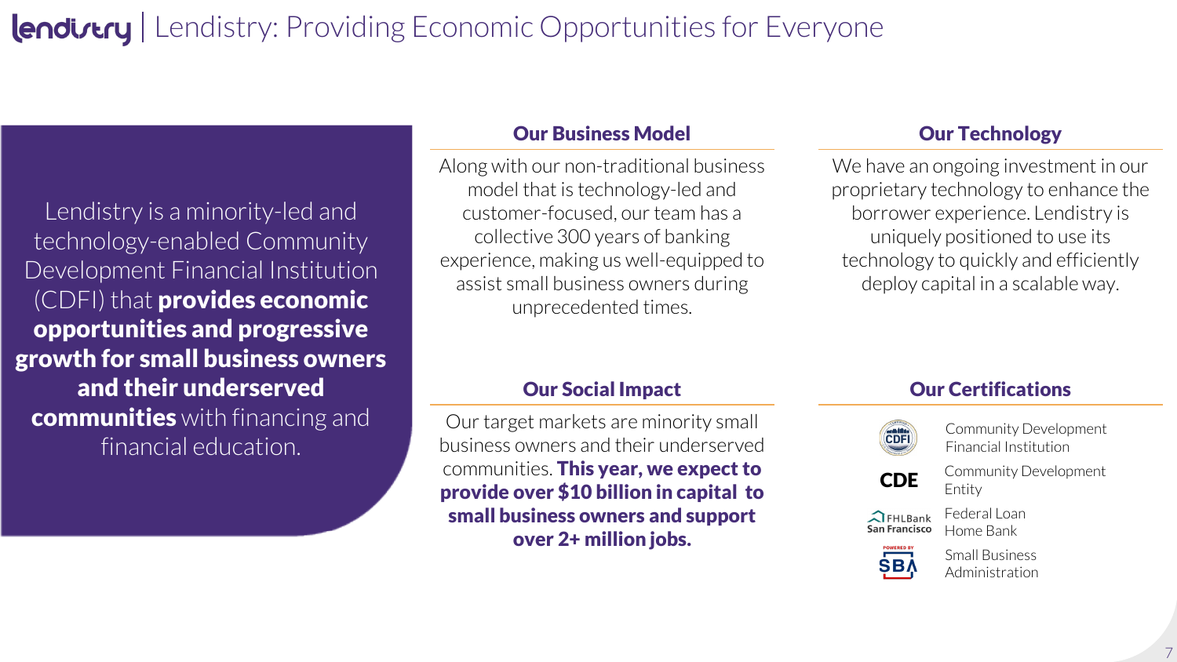# lendistry | Lendistry: Providing Economic Opportunities for Everyone

Lendistry is a minority-led and technology-enabled Community Development Financial Institution (CDFI) that **provides economic opportunities and progressive growth for small business owners and their underserved communities** with financing and financial education.

## Our Business Model

Along with our non-traditional business model that is technology-led and customer-focused, our team has a collective 300 years of banking experience, making us well-equipped to assist small business owners during unprecedented times.

## Our Technology

We have an ongoing investment in our proprietary technology to enhance the borrower experience. Lendistry is uniquely positioned to use its technology to quickly and efficiently deploy capital in a scalable way.

## Our Social Impact

Our target markets are minority small business owners and their underserved communities. **This year, we expect to provide over $10 billion in capital to small business owners and support over 2+ million jobs.**

## Our Certifications

- CDFI – Community Development Financial Institution
- CDE – Community Development Entity
- FHLBank San Francisco – Federal Loan Home Bank
- SBA – Small Business Administration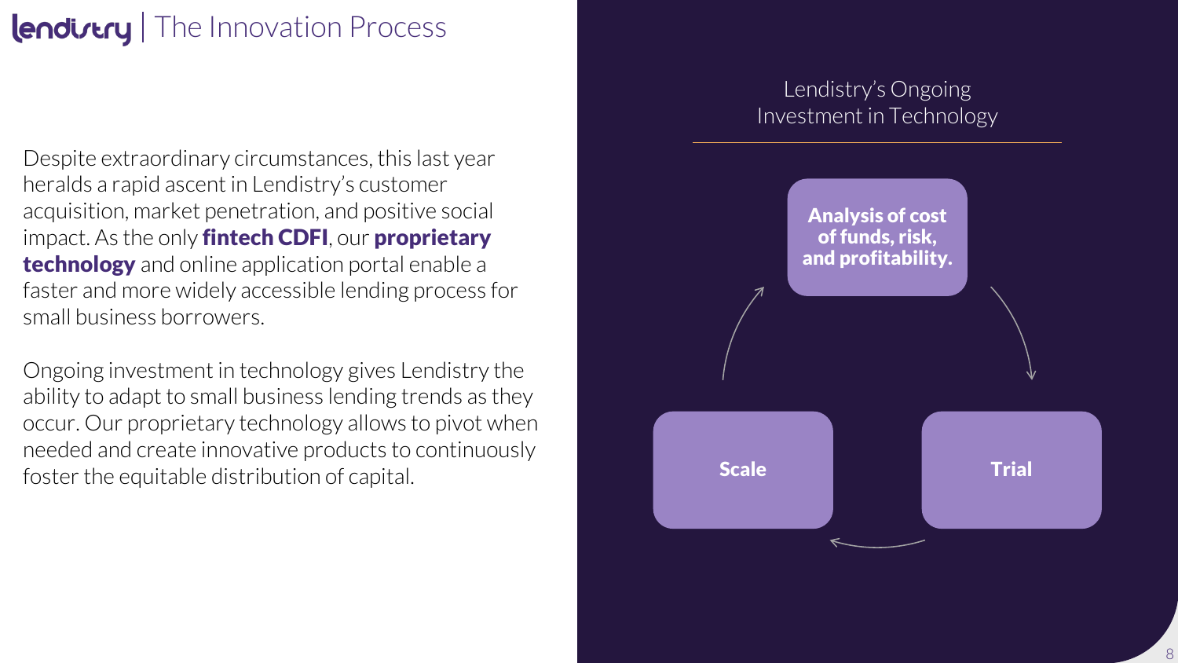# lendistry | The Innovation Process

Despite extraordinary circumstances, this last year heralds a rapid ascent in Lendistry's customer acquisition, market penetration, and positive social impact. As the only **fintech CDFI**, our **proprietary technology** and online application portal enable a faster and more widely accessible lending process for small business borrowers.

Ongoing investment in technology gives Lendistry the ability to adapt to small business lending trends as they occur. Our proprietary technology allows to pivot when needed and create innovative products to continuously foster the equitable distribution of capital.

## Lendistry's Ongoing Investment in Technology

- **Analysis of cost of funds, risk, and profitability.**
- **Trial**
- **Scale**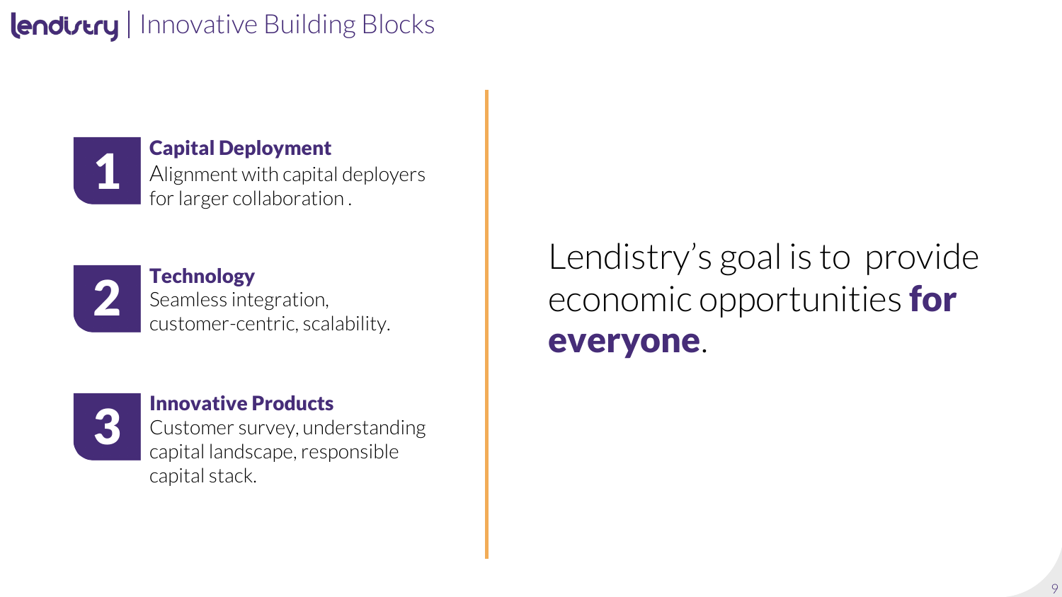# lendistry | Innovative Building Blocks

**1 Capital Deployment**
Alignment with capital deployers for larger collaboration .

**2 Technology**
Seamless integration, customer-centric, scalability.

**3 Innovative Products**
Customer survey, understanding capital landscape, responsible capital stack.

Lendistry's goal is to provide economic opportunities **for everyone**.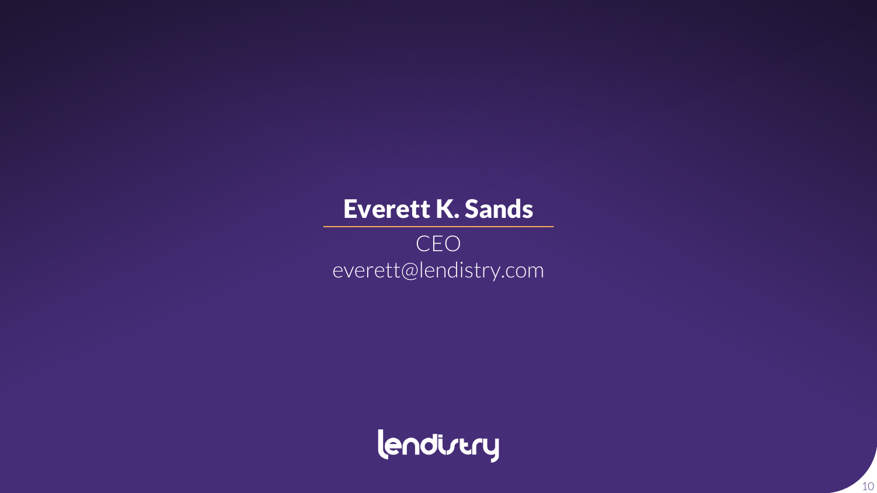## Everett K. Sands

CEO

everett@lendistry.com

lendistry